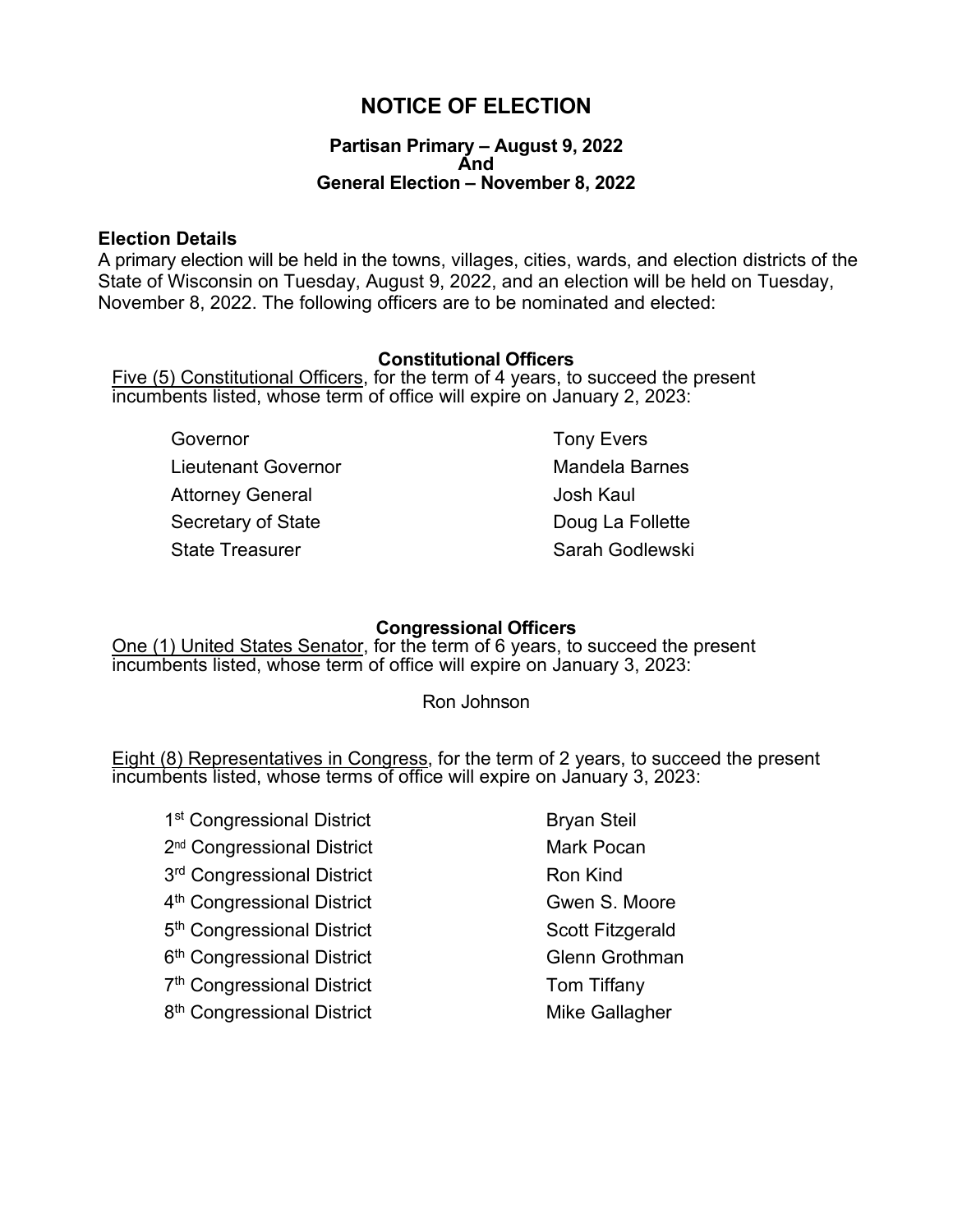# NOTICE OF ELECTION

### Partisan Primary – August 9, 2022
### And
### General Election – November 8, 2022

**Election Details**

A primary election will be held in the towns, villages, cities, wards, and election districts of the State of Wisconsin on Tuesday, August 9, 2022, and an election will be held on Tuesday, November 8, 2022. The following officers are to be nominated and elected:

### Constitutional Officers

Five (5) Constitutional Officers, for the term of 4 years, to succeed the present incumbents listed, whose term of office will expire on January 2, 2023:

| | |
|---|---|
| Governor | Tony Evers |
| Lieutenant Governor | Mandela Barnes |
| Attorney General | Josh Kaul |
| Secretary of State | Doug La Follette |
| State Treasurer | Sarah Godlewski |

### Congressional Officers

One (1) United States Senator, for the term of 6 years, to succeed the present incumbents listed, whose term of office will expire on January 3, 2023:

Ron Johnson

Eight (8) Representatives in Congress, for the term of 2 years, to succeed the present incumbents listed, whose terms of office will expire on January 3, 2023:

| | |
|---|---|
| 1st Congressional District | Bryan Steil |
| 2nd Congressional District | Mark Pocan |
| 3rd Congressional District | Ron Kind |
| 4th Congressional District | Gwen S. Moore |
| 5th Congressional District | Scott Fitzgerald |
| 6th Congressional District | Glenn Grothman |
| 7th Congressional District | Tom Tiffany |
| 8th Congressional District | Mike Gallagher |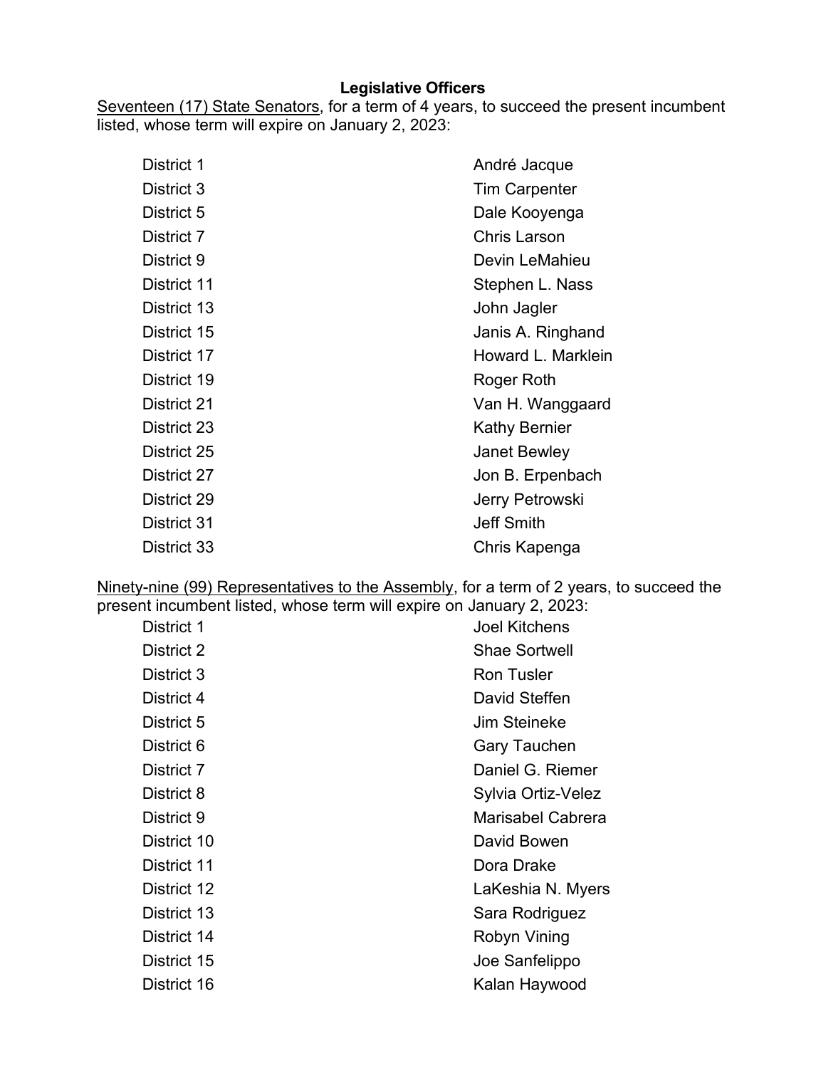**Legislative Officers**

Seventeen (17) State Senators, for a term of 4 years, to succeed the present incumbent listed, whose term will expire on January 2, 2023:

| | |
|---|---|
| District 1 | André Jacque |
| District 3 | Tim Carpenter |
| District 5 | Dale Kooyenga |
| District 7 | Chris Larson |
| District 9 | Devin LeMahieu |
| District 11 | Stephen L. Nass |
| District 13 | John Jagler |
| District 15 | Janis A. Ringhand |
| District 17 | Howard L. Marklein |
| District 19 | Roger Roth |
| District 21 | Van H. Wanggaard |
| District 23 | Kathy Bernier |
| District 25 | Janet Bewley |
| District 27 | Jon B. Erpenbach |
| District 29 | Jerry Petrowski |
| District 31 | Jeff Smith |
| District 33 | Chris Kapenga |

Ninety-nine (99) Representatives to the Assembly, for a term of 2 years, to succeed the present incumbent listed, whose term will expire on January 2, 2023:

| | |
|---|---|
| District 1 | Joel Kitchens |
| District 2 | Shae Sortwell |
| District 3 | Ron Tusler |
| District 4 | David Steffen |
| District 5 | Jim Steineke |
| District 6 | Gary Tauchen |
| District 7 | Daniel G. Riemer |
| District 8 | Sylvia Ortiz-Velez |
| District 9 | Marisabel Cabrera |
| District 10 | David Bowen |
| District 11 | Dora Drake |
| District 12 | LaKeshia N. Myers |
| District 13 | Sara Rodriguez |
| District 14 | Robyn Vining |
| District 15 | Joe Sanfelippo |
| District 16 | Kalan Haywood |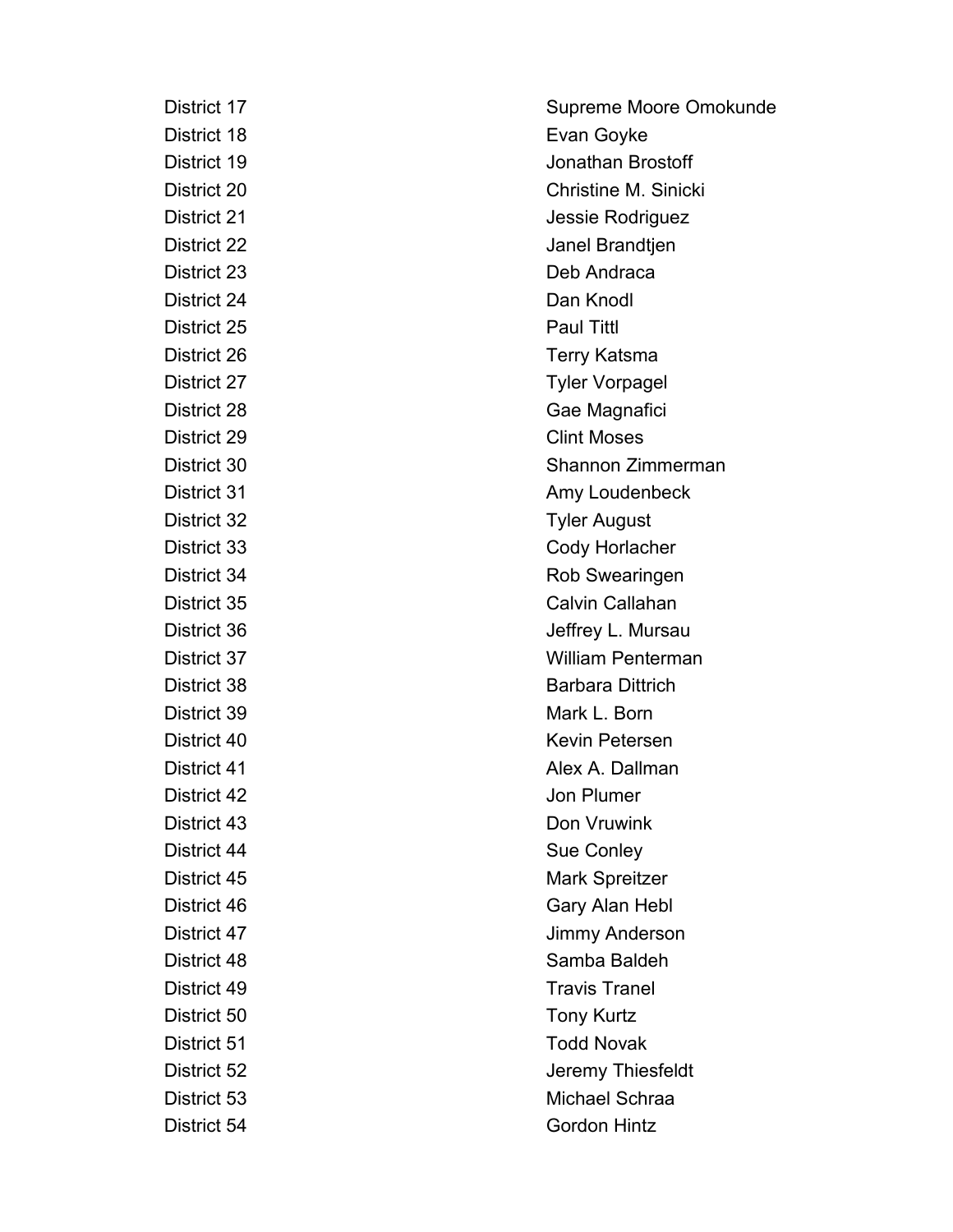| | |
|---|---|
| District 17 | Supreme Moore Omokunde |
| District 18 | Evan Goyke |
| District 19 | Jonathan Brostoff |
| District 20 | Christine M. Sinicki |
| District 21 | Jessie Rodriguez |
| District 22 | Janel Brandtjen |
| District 23 | Deb Andraca |
| District 24 | Dan Knodl |
| District 25 | Paul Tittl |
| District 26 | Terry Katsma |
| District 27 | Tyler Vorpagel |
| District 28 | Gae Magnafici |
| District 29 | Clint Moses |
| District 30 | Shannon Zimmerman |
| District 31 | Amy Loudenbeck |
| District 32 | Tyler August |
| District 33 | Cody Horlacher |
| District 34 | Rob Swearingen |
| District 35 | Calvin Callahan |
| District 36 | Jeffrey L. Mursau |
| District 37 | William Penterman |
| District 38 | Barbara Dittrich |
| District 39 | Mark L. Born |
| District 40 | Kevin Petersen |
| District 41 | Alex A. Dallman |
| District 42 | Jon Plumer |
| District 43 | Don Vruwink |
| District 44 | Sue Conley |
| District 45 | Mark Spreitzer |
| District 46 | Gary Alan Hebl |
| District 47 | Jimmy Anderson |
| District 48 | Samba Baldeh |
| District 49 | Travis Tranel |
| District 50 | Tony Kurtz |
| District 51 | Todd Novak |
| District 52 | Jeremy Thiesfeldt |
| District 53 | Michael Schraa |
| District 54 | Gordon Hintz |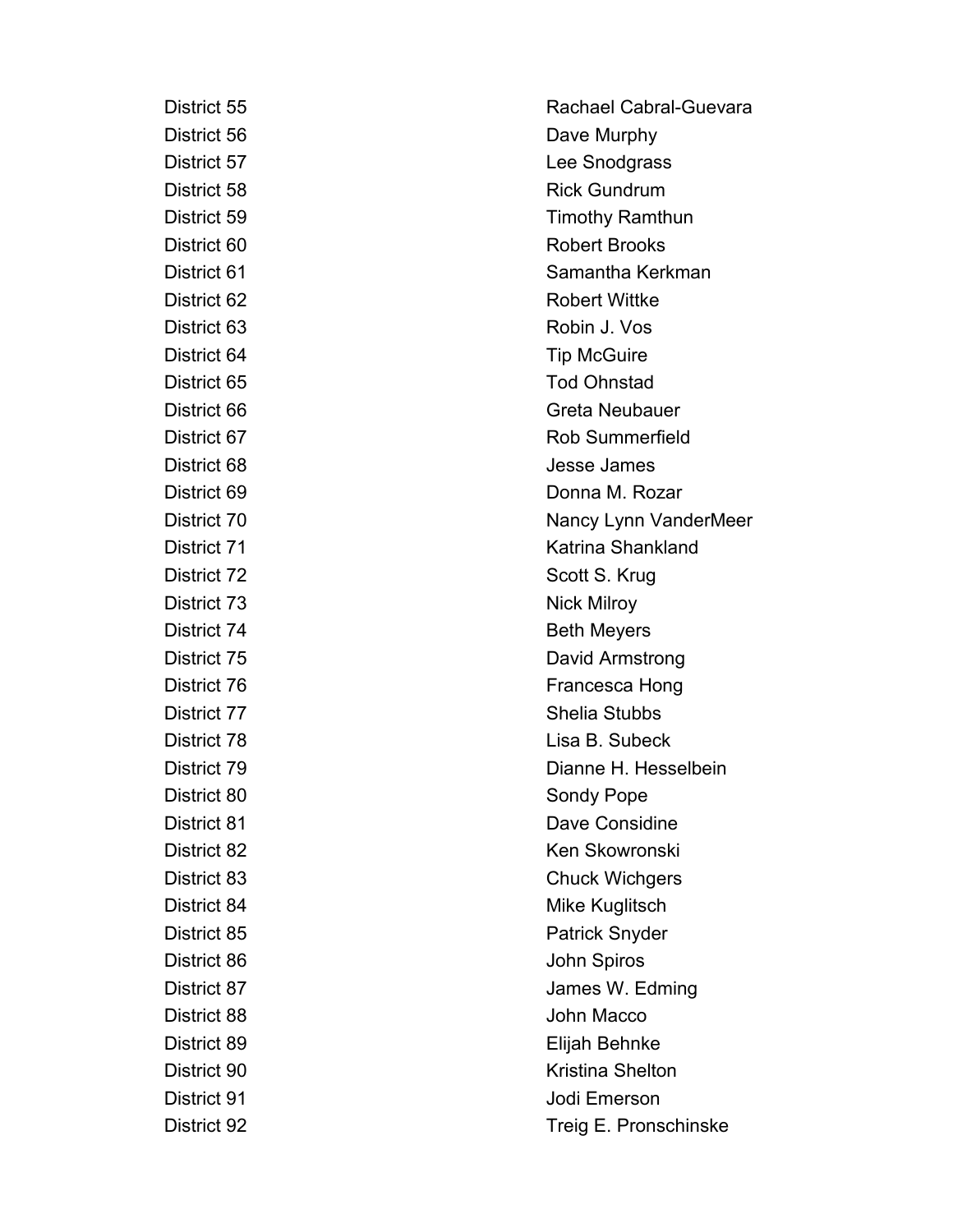| | |
|---|---|
| District 55 | Rachael Cabral-Guevara |
| District 56 | Dave Murphy |
| District 57 | Lee Snodgrass |
| District 58 | Rick Gundrum |
| District 59 | Timothy Ramthun |
| District 60 | Robert Brooks |
| District 61 | Samantha Kerkman |
| District 62 | Robert Wittke |
| District 63 | Robin J. Vos |
| District 64 | Tip McGuire |
| District 65 | Tod Ohnstad |
| District 66 | Greta Neubauer |
| District 67 | Rob Summerfield |
| District 68 | Jesse James |
| District 69 | Donna M. Rozar |
| District 70 | Nancy Lynn VanderMeer |
| District 71 | Katrina Shankland |
| District 72 | Scott S. Krug |
| District 73 | Nick Milroy |
| District 74 | Beth Meyers |
| District 75 | David Armstrong |
| District 76 | Francesca Hong |
| District 77 | Shelia Stubbs |
| District 78 | Lisa B. Subeck |
| District 79 | Dianne H. Hesselbein |
| District 80 | Sondy Pope |
| District 81 | Dave Considine |
| District 82 | Ken Skowronski |
| District 83 | Chuck Wichgers |
| District 84 | Mike Kuglitsch |
| District 85 | Patrick Snyder |
| District 86 | John Spiros |
| District 87 | James W. Edming |
| District 88 | John Macco |
| District 89 | Elijah Behnke |
| District 90 | Kristina Shelton |
| District 91 | Jodi Emerson |
| District 92 | Treig E. Pronschinske |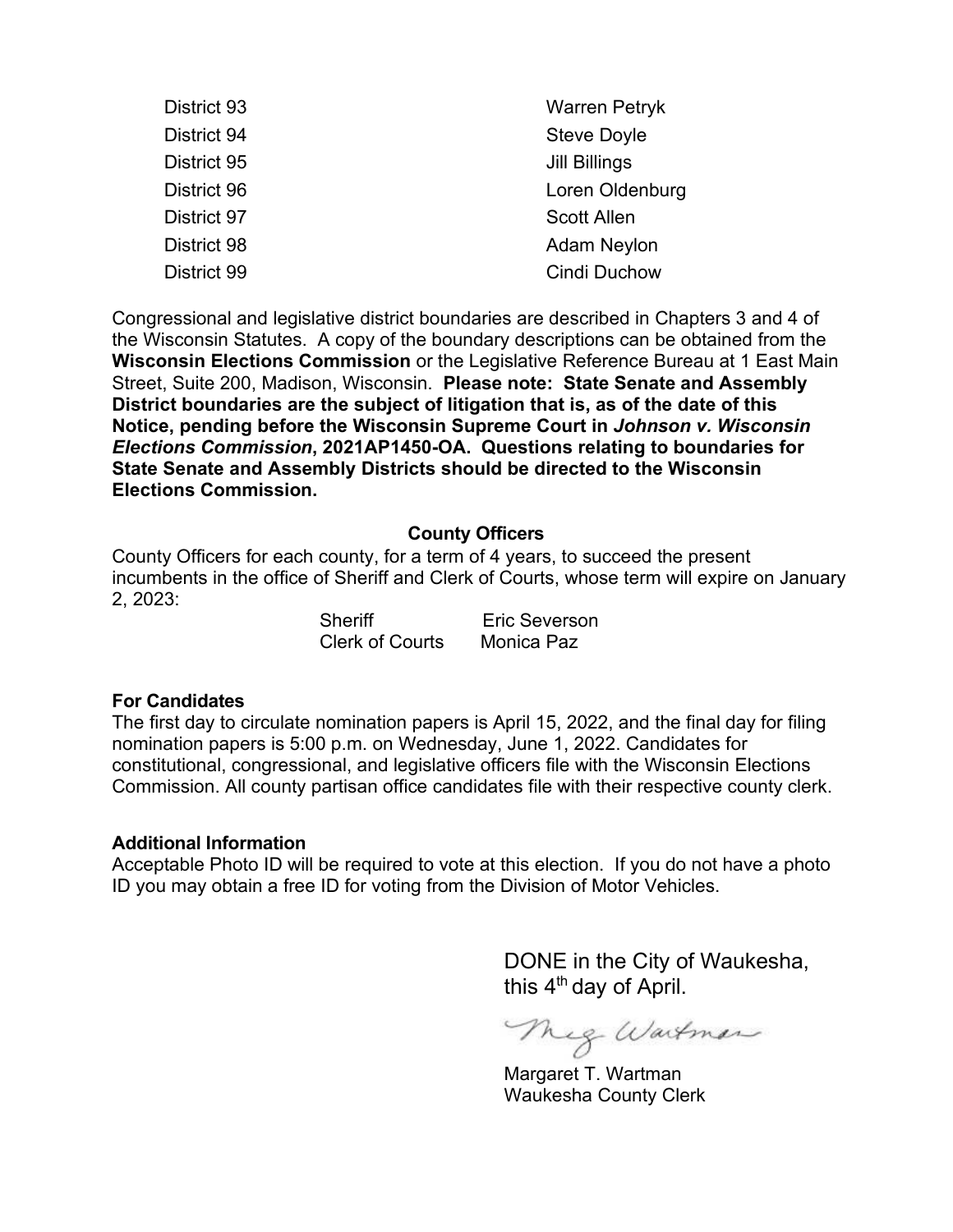| | |
|---|---|
| District 93 | Warren Petryk |
| District 94 | Steve Doyle |
| District 95 | Jill Billings |
| District 96 | Loren Oldenburg |
| District 97 | Scott Allen |
| District 98 | Adam Neylon |
| District 99 | Cindi Duchow |

Congressional and legislative district boundaries are described in Chapters 3 and 4 of the Wisconsin Statutes. A copy of the boundary descriptions can be obtained from the **Wisconsin Elections Commission** or the Legislative Reference Bureau at 1 East Main Street, Suite 200, Madison, Wisconsin. **Please note: State Senate and Assembly District boundaries are the subject of litigation that is, as of the date of this Notice, pending before the Wisconsin Supreme Court in *Johnson v. Wisconsin Elections Commission*, 2021AP1450-OA. Questions relating to boundaries for State Senate and Assembly Districts should be directed to the Wisconsin Elections Commission.**

## County Officers

County Officers for each county, for a term of 4 years, to succeed the present incumbents in the office of Sheriff and Clerk of Courts, whose term will expire on January 2, 2023:

| | |
|---|---|
| Sheriff | Eric Severson |
| Clerk of Courts | Monica Paz |

**For Candidates**

The first day to circulate nomination papers is April 15, 2022, and the final day for filing nomination papers is 5:00 p.m. on Wednesday, June 1, 2022. Candidates for constitutional, congressional, and legislative officers file with the Wisconsin Elections Commission. All county partisan office candidates file with their respective county clerk.

**Additional Information**

Acceptable Photo ID will be required to vote at this election. If you do not have a photo ID you may obtain a free ID for voting from the Division of Motor Vehicles.

DONE in the City of Waukesha,
this 4th day of April.

Meg Wartman

Margaret T. Wartman
Waukesha County Clerk